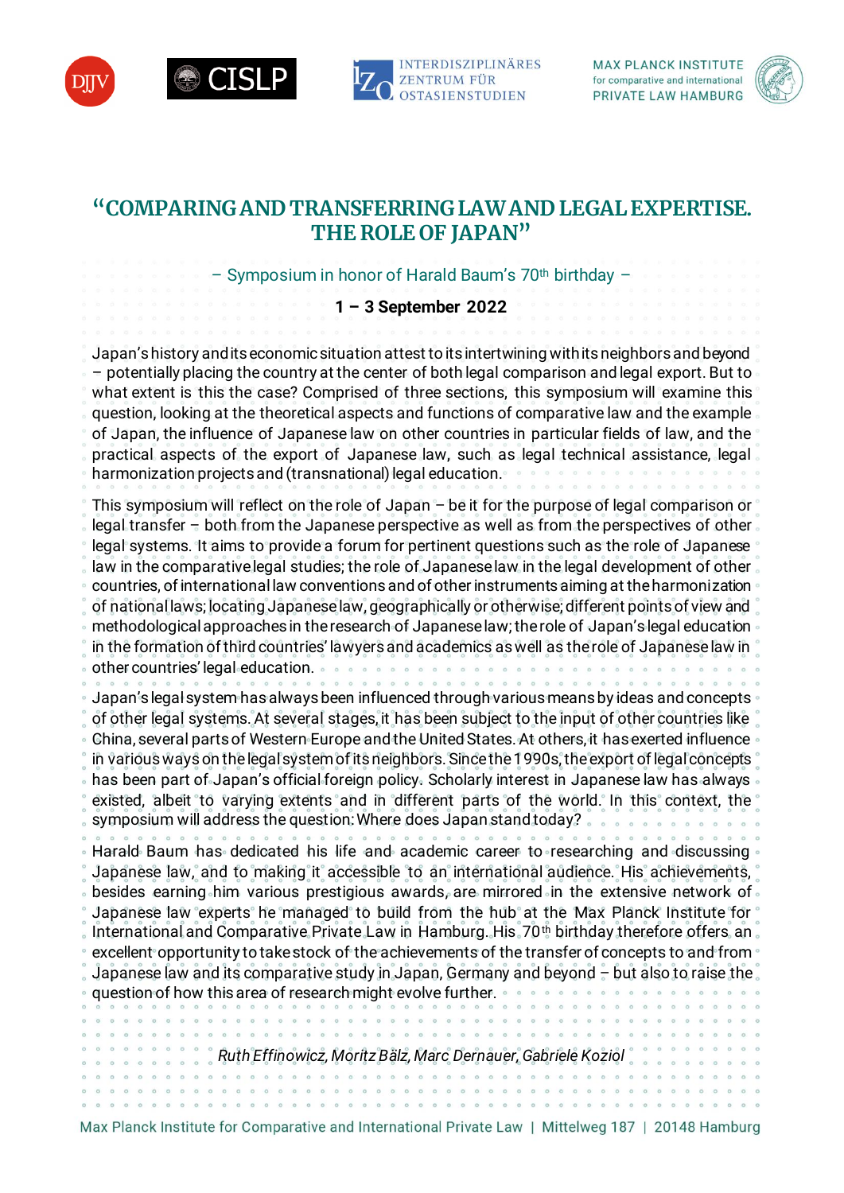# "COMPARING AND TRANSFERRING LAW AND LEGAL EXPERTISE. THE ROLE OF JAPAN"

– Symposium in honor of Harald Baum's 70th birthday –

**1 – 3 September 2022**

Japan's history and its economic situation attest to its intertwining with its neighbors and beyond – potentially placing the country at the center of both legal comparison and legal export. But to what extent is this the case? Comprised of three sections, this symposium will examine this question, looking at the theoretical aspects and functions of comparative law and the example of Japan, the influence of Japanese law on other countries in particular fields of law, and the practical aspects of the export of Japanese law, such as legal technical assistance, legal harmonization projects and (transnational) legal education.

This symposium will reflect on the role of Japan – be it for the purpose of legal comparison or legal transfer – both from the Japanese perspective as well as from the perspectives of other legal systems. It aims to provide a forum for pertinent questions such as the role of Japanese law in the comparative legal studies; the role of Japanese law in the legal development of other countries, of international law conventions and of other instruments aiming at the harmonization of national laws; locating Japanese law, geographically or otherwise; different points of view and methodological approaches in the research of Japanese law; the role of Japan's legal education in the formation of third countries' lawyers and academics as well as the role of Japanese law in other countries' legal education.

Japan's legal system has always been influenced through various means by ideas and concepts of other legal systems. At several stages, it has been subject to the input of other countries like China, several parts of Western Europe and the United States. At others, it has exerted influence in various ways on the legal system of its neighbors. Since the 1990s, the export of legal concepts has been part of Japan's official foreign policy. Scholarly interest in Japanese law has always existed, albeit to varying extents and in different parts of the world. In this context, the symposium will address the question: Where does Japan stand today?

Harald Baum has dedicated his life and academic career to researching and discussing Japanese law, and to making it accessible to an international audience. His achievements, besides earning him various prestigious awards, are mirrored in the extensive network of Japanese law experts he managed to build from the hub at the Max Planck Institute for International and Comparative Private Law in Hamburg. His 70th birthday therefore offers an excellent opportunity to take stock of the achievements of the transfer of concepts to and from Japanese law and its comparative study in Japan, Germany and beyond – but also to raise the question of how this area of research might evolve further.

*Ruth Effinowicz, Moritz Bälz, Marc Dernauer, Gabriele Koziol*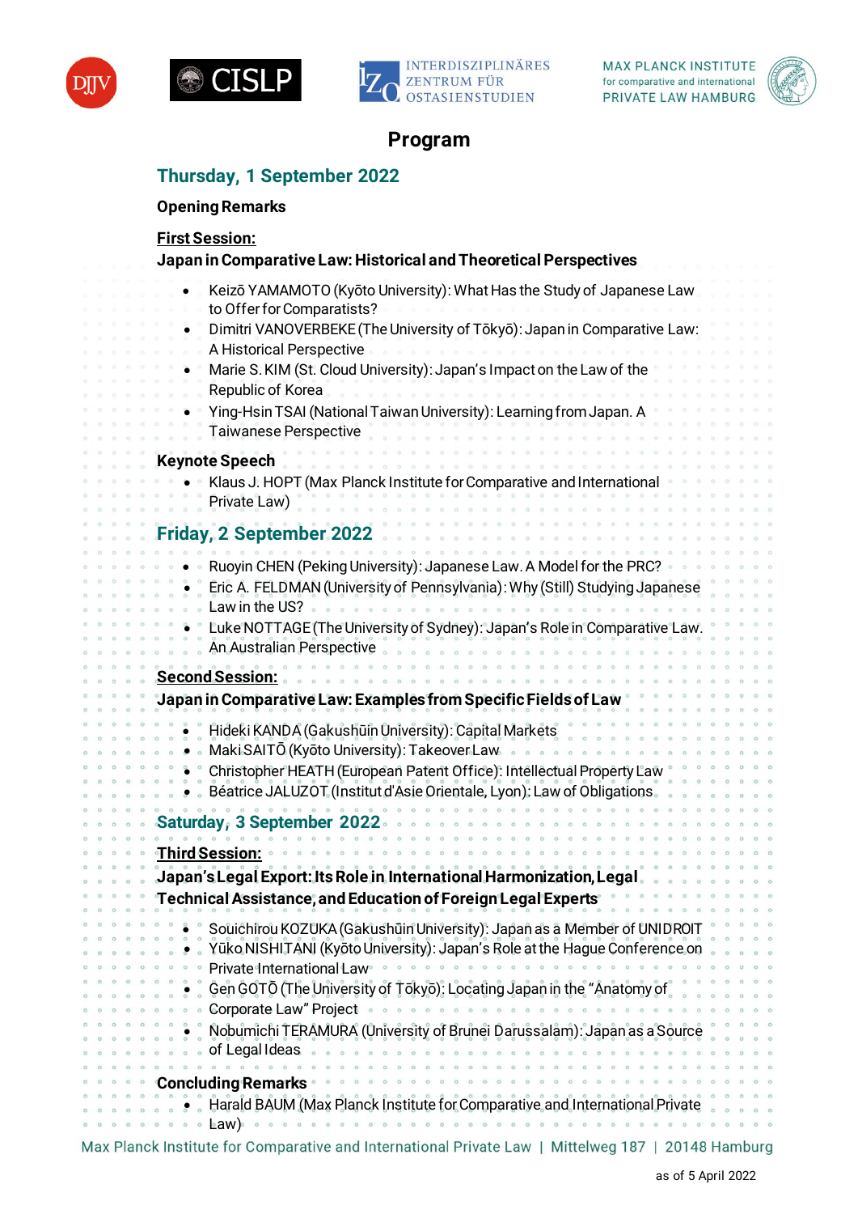# Program

## Thursday, 1 September 2022

**Opening Remarks**

**First Session:**
**Japan in Comparative Law: Historical and Theoretical Perspectives**

- Keizō YAMAMOTO (Kyōto University): What Has the Study of Japanese Law to Offer for Comparatists?
- Dimitri VANOVERBEKE (The University of Tōkyō): Japan in Comparative Law: A Historical Perspective
- Marie S. KIM (St. Cloud University): Japan's Impact on the Law of the Republic of Korea
- Ying-Hsin TSAI (National Taiwan University): Learning from Japan. A Taiwanese Perspective

**Keynote Speech**

- Klaus J. HOPT (Max Planck Institute for Comparative and International Private Law)

## Friday, 2 September 2022

- Ruoyin CHEN (Peking University): Japanese Law. A Model for the PRC?
- Eric A. FELDMAN (University of Pennsylvania): Why (Still) Studying Japanese Law in the US?
- Luke NOTTAGE (The University of Sydney): Japan's Role in Comparative Law. An Australian Perspective

**Second Session:**
**Japan in Comparative Law: Examples from Specific Fields of Law**

- Hideki KANDA (Gakushūin University): Capital Markets
- Maki SAITŌ (Kyōto University): Takeover Law
- Christopher HEATH (European Patent Office): Intellectual Property Law
- Béatrice JALUZOT (Institut d'Asie Orientale, Lyon): Law of Obligations

## Saturday, 3 September 2022

**Third Session:**
**Japan's Legal Export: Its Role in International Harmonization, Legal Technical Assistance, and Education of Foreign Legal Experts**

- Souichirou KOZUKA (Gakushūin University): Japan as a Member of UNIDROIT
- Yūko NISHITANI (Kyōto University): Japan's Role at the Hague Conference on Private International Law
- Gen GOTŌ (The University of Tōkyō): Locating Japan in the "Anatomy of Corporate Law" Project
- Nobumichi TERAMURA (University of Brunei Darussalam): Japan as a Source of Legal Ideas

**Concluding Remarks**

- Harald BAUM (Max Planck Institute for Comparative and International Private Law)

Max Planck Institute for Comparative and International Private Law | Mittelweg 187 | 20148 Hamburg

as of 5 April 2022